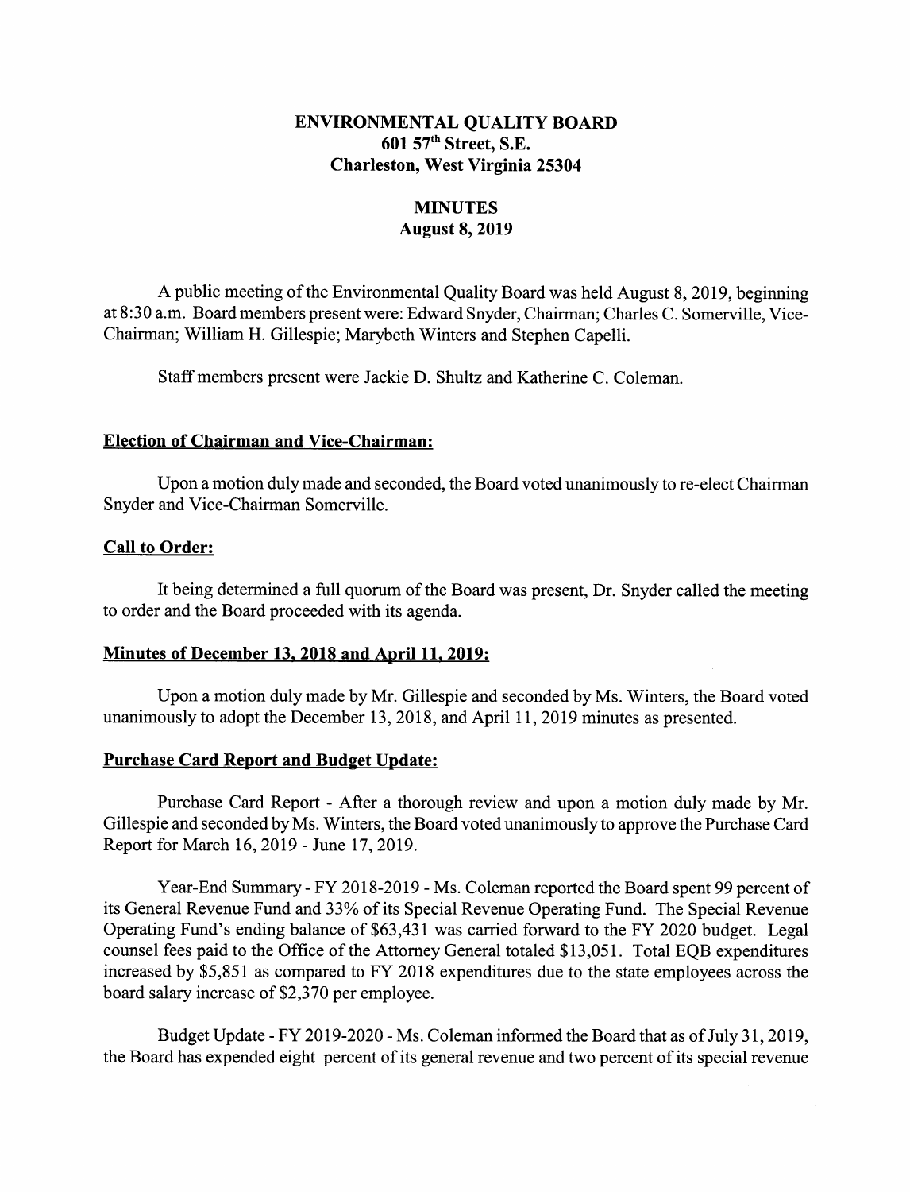# ENVIRONMENTAL QUALITY BOARD
## 601 57th Street, S.E.
## Charleston, West Virginia 25304

## MINUTES
### August 8, 2019

A public meeting of the Environmental Quality Board was held August 8, 2019, beginning at 8:30 a.m. Board members present were: Edward Snyder, Chairman; Charles C. Somerville, Vice-Chairman; William H. Gillespie; Marybeth Winters and Stephen Capelli.

Staff members present were Jackie D. Shultz and Katherine C. Coleman.

**Election of Chairman and Vice-Chairman:**

Upon a motion duly made and seconded, the Board voted unanimously to re-elect Chairman Snyder and Vice-Chairman Somerville.

**Call to Order:**

It being determined a full quorum of the Board was present, Dr. Snyder called the meeting to order and the Board proceeded with its agenda.

**Minutes of December 13, 2018 and April 11, 2019:**

Upon a motion duly made by Mr. Gillespie and seconded by Ms. Winters, the Board voted unanimously to adopt the December 13, 2018, and April 11, 2019 minutes as presented.

**Purchase Card Report and Budget Update:**

Purchase Card Report - After a thorough review and upon a motion duly made by Mr. Gillespie and seconded by Ms. Winters, the Board voted unanimously to approve the Purchase Card Report for March 16, 2019 - June 17, 2019.

Year-End Summary - FY 2018-2019 - Ms. Coleman reported the Board spent 99 percent of its General Revenue Fund and 33% of its Special Revenue Operating Fund. The Special Revenue Operating Fund's ending balance of $63,431 was carried forward to the FY 2020 budget. Legal counsel fees paid to the Office of the Attorney General totaled $13,051. Total EQB expenditures increased by $5,851 as compared to FY 2018 expenditures due to the state employees across the board salary increase of $2,370 per employee.

Budget Update - FY 2019-2020 - Ms. Coleman informed the Board that as of July 31, 2019, the Board has expended eight percent of its general revenue and two percent of its special revenue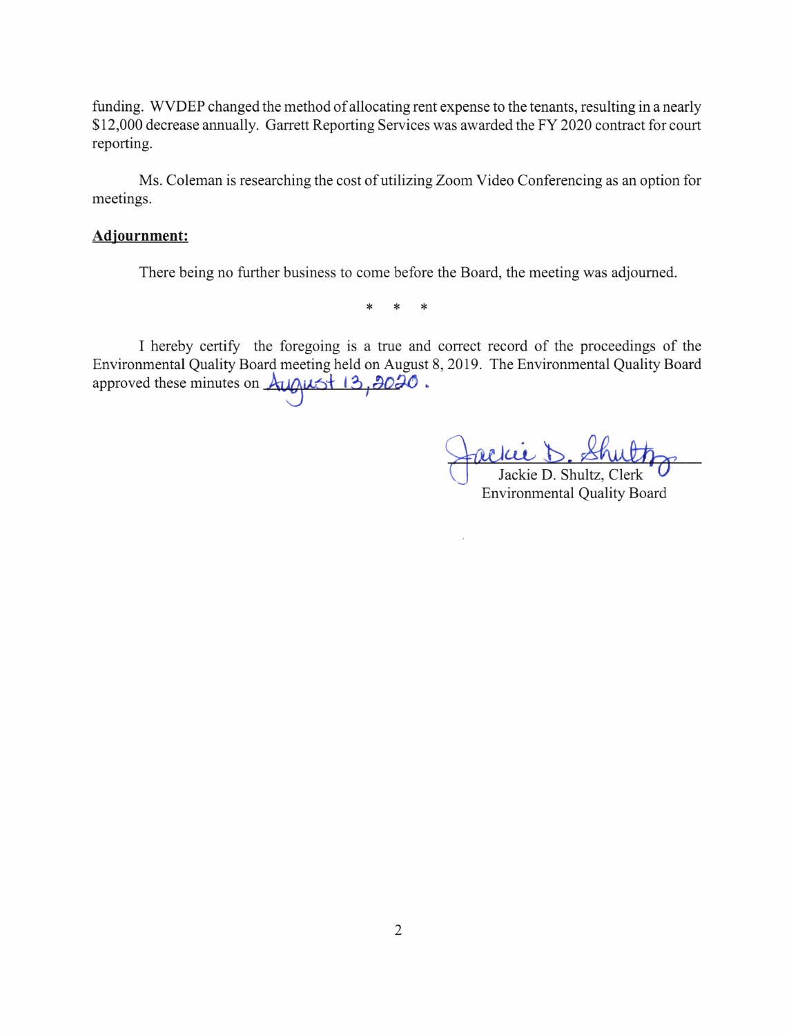funding. WVDEP changed the method of allocating rent expense to the tenants, resulting in a nearly $12,000 decrease annually. Garrett Reporting Services was awarded the FY 2020 contract for court reporting.

Ms. Coleman is researching the cost of utilizing Zoom Video Conferencing as an option for meetings.

**Adjournment:**

There being no further business to come before the Board, the meeting was adjourned.

\* \* \*

I hereby certify the foregoing is a true and correct record of the proceedings of the Environmental Quality Board meeting held on August 8, 2019. The Environmental Quality Board approved these minutes on August 13, 2020.

Jackie D. Shultz

Jackie D. Shultz, Clerk
Environmental Quality Board